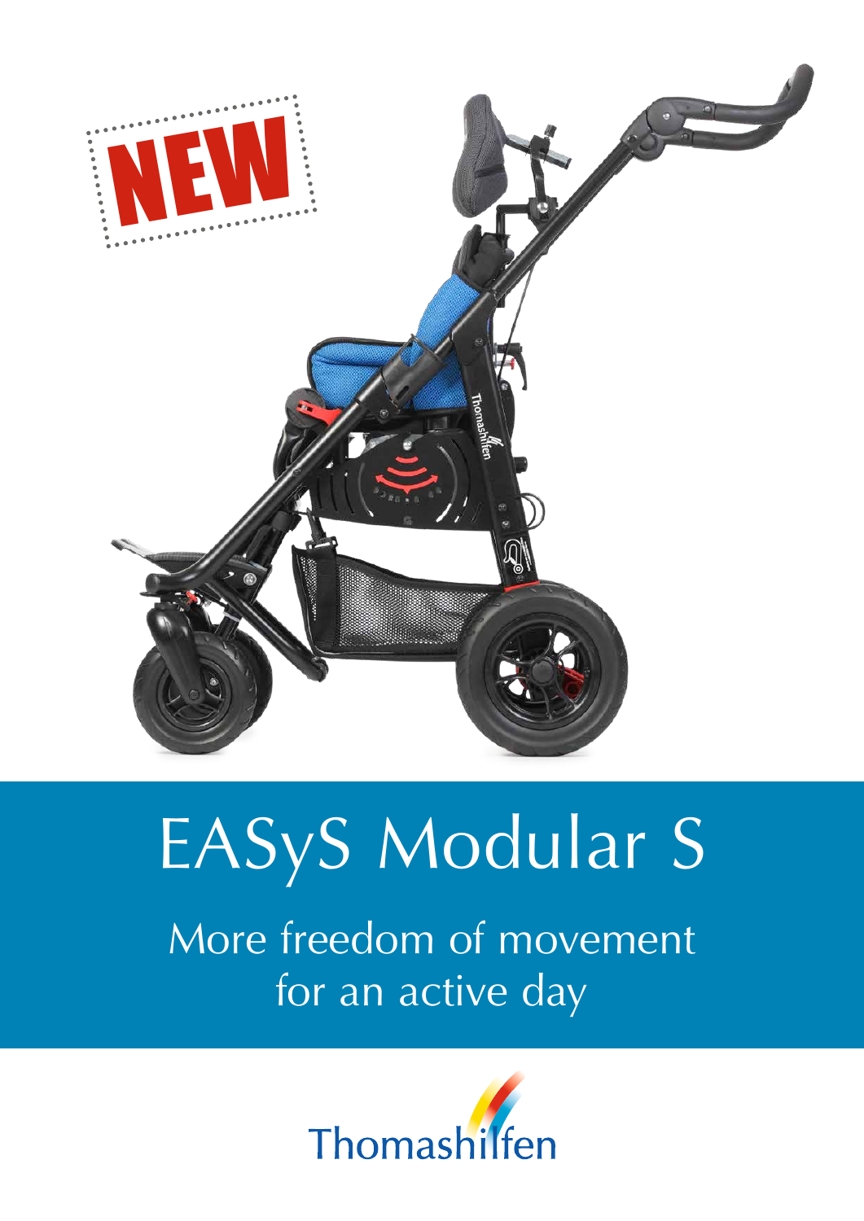NEW

# EASyS Modular S

## More freedom of movement for an active day

Thomashilfen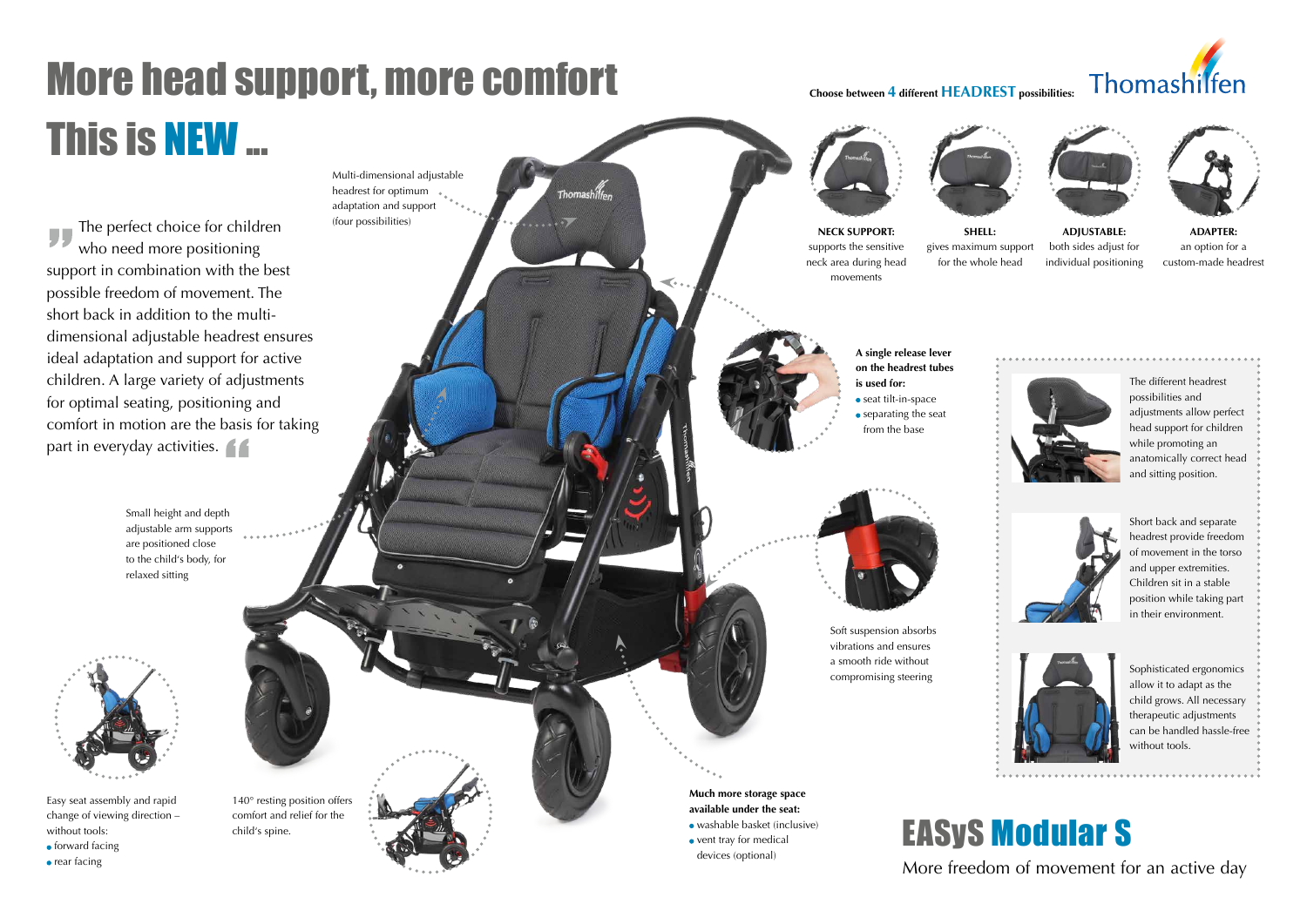# More head support, more comfort

# This is NEW ...

Thomashilfen

**Choose between 4 different HEADREST possibilities:**

**NECK SUPPORT:** supports the sensitive neck area during head movements

**SHELL:** gives maximum support for the whole head

**ADJUSTABLE:** both sides adjust for individual positioning

**ADAPTER:** an option for a custom-made headrest

"The perfect choice for children who need more positioning support in combination with the best possible freedom of movement. The short back in addition to the multi-dimensional adjustable headrest ensures ideal adaptation and support for active children. A large variety of adjustments for optimal seating, positioning and comfort in motion are the basis for taking part in everyday activities."

Multi-dimensional adjustable headrest for optimum adaptation and support (four possibilities)

**A single release lever on the headrest tubes is used for:**

- seat tilt-in-space
- separating the seat from the base

The different headrest possibilities and adjustments allow perfect head support for children while promoting an anatomically correct head and sitting position.

Short back and separate headrest provide freedom of movement in the torso and upper extremities. Children sit in a stable position while taking part in their environment.

Sophisticated ergonomics allow it to adapt as the child grows. All necessary therapeutic adjustments can be handled hassle-free without tools.

Small height and depth adjustable arm supports are positioned close to the child's body, for relaxed sitting

Soft suspension absorbs vibrations and ensures a smooth ride without compromising steering

Easy seat assembly and rapid change of viewing direction – without tools:

- forward facing
- rear facing

140° resting position offers comfort and relief for the child's spine.

**Much more storage space available under the seat:**

- washable basket (inclusive)
- vent tray for medical devices (optional)

## EASyS Modular S

More freedom of movement for an active day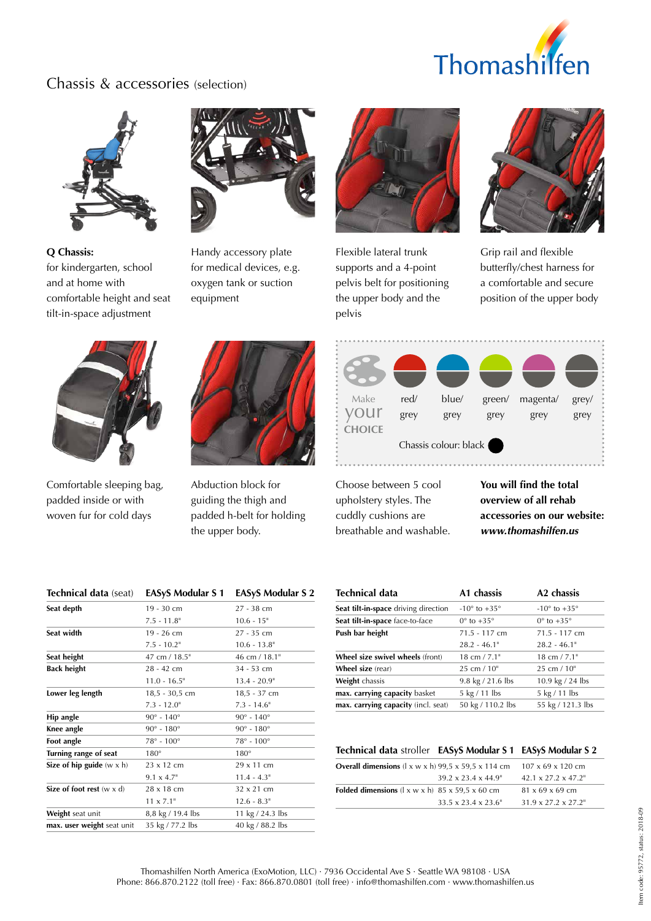Thomashilfen

## Chassis & accessories (selection)

**Q Chassis:**
for kindergarten, school and at home with comfortable height and seat tilt-in-space adjustment

Handy accessory plate for medical devices, e.g. oxygen tank or suction equipment

Flexible lateral trunk supports and a 4-point pelvis belt for positioning the upper body and the pelvis

Grip rail and flexible butterfly/chest harness for a comfortable and secure position of the upper body

Comfortable sleeping bag, padded inside or with woven fur for cold days

Abduction block for guiding the thigh and padded h-belt for holding the upper body.

Make your CHOICE

red/ grey · blue/ grey · green/ grey · magenta/ grey · grey/ grey

Chassis colour: black

Choose between 5 cool upholstery styles. The cuddly cushions are breathable and washable.

**You will find the total overview of all rehab accessories on our website:** ***www.thomashilfen.us***

| **Technical data** (seat) | **EASyS Modular S 1** | **EASyS Modular S 2** |
|---|---|---|
| **Seat depth** | 19 - 30 cm | 27 - 38 cm |
| | 7.5 - 11.8" | 10.6 - 15" |
| **Seat width** | 19 - 26 cm | 27 - 35 cm |
| | 7.5 - 10.2" | 10.6 - 13.8" |
| **Seat height** | 47 cm / 18.5" | 46 cm / 18.1" |
| **Back height** | 28 - 42 cm | 34 - 53 cm |
| | 11.0 - 16.5" | 13.4 - 20.9" |
| **Lower leg length** | 18,5 - 30,5 cm | 18,5 - 37 cm |
| | 7.3 - 12.0" | 7.3 - 14.6" |
| **Hip angle** | 90° - 140° | 90° - 140° |
| **Knee angle** | 90° - 180° | 90° - 180° |
| **Foot angle** | 78° - 100° | 78° - 100° |
| **Turning range of seat** | 180° | 180° |
| **Size of hip guide** (w x h) | 23 x 12 cm | 29 x 11 cm |
| | 9.1 x 4.7" | 11.4 - 4.3" |
| **Size of foot rest** (w x d) | 28 x 18 cm | 32 x 21 cm |
| | 11 x 7.1" | 12.6 - 8.3" |
| **Weight** seat unit | 8,8 kg / 19.4 lbs | 11 kg / 24.3 lbs |
| **max. user weight** seat unit | 35 kg / 77.2 lbs | 40 kg / 88.2 lbs |

| **Technical data** | **A1 chassis** | **A2 chassis** |
|---|---|---|
| **Seat tilt-in-space** driving direction | -10° to +35° | -10° to +35° |
| **Seat tilt-in-space** face-to-face | 0° to +35° | 0° to +35° |
| **Push bar height** | 71.5 - 117 cm | 71.5 - 117 cm |
| | 28.2 - 46.1" | 28.2 - 46.1" |
| **Wheel size swivel wheels** (front) | 18 cm / 7.1" | 18 cm / 7.1" |
| **Wheel size** (rear) | 25 cm / 10" | 25 cm / 10" |
| **Weight** chassis | 9.8 kg / 21.6 lbs | 10.9 kg / 24 lbs |
| **max. carrying capacity** basket | 5 kg / 11 lbs | 5 kg / 11 lbs |
| **max. carrying capacity** (incl. seat) | 50 kg / 110.2 lbs | 55 kg / 121.3 lbs |

| **Technical data** stroller | **EASyS Modular S 1** | **EASyS Modular S 2** |
|---|---|---|
| **Overall dimensions** (l x w x h) | 99,5 x 59,5 x 114 cm | 107 x 69 x 120 cm |
| | 39.2 x 23.4 x 44.9" | 42.1 x 27.2 x 47.2" |
| **Folded dimensions** (l x w x h) | 85 x 59,5 x 60 cm | 81 x 69 x 69 cm |
| | 33.5 x 23.4 x 23.6" | 31.9 x 27.2 x 27.2" |

Thomashilfen North America (ExoMotion, LLC) · 7936 Occidental Ave S · Seattle WA 98108 · USA
Phone: 866.870.2122 (toll free) · Fax: 866.870.0801 (toll free) · info@thomashilfen.com · www.thomashilfen.us

Item code: 95772, status: 2018-09